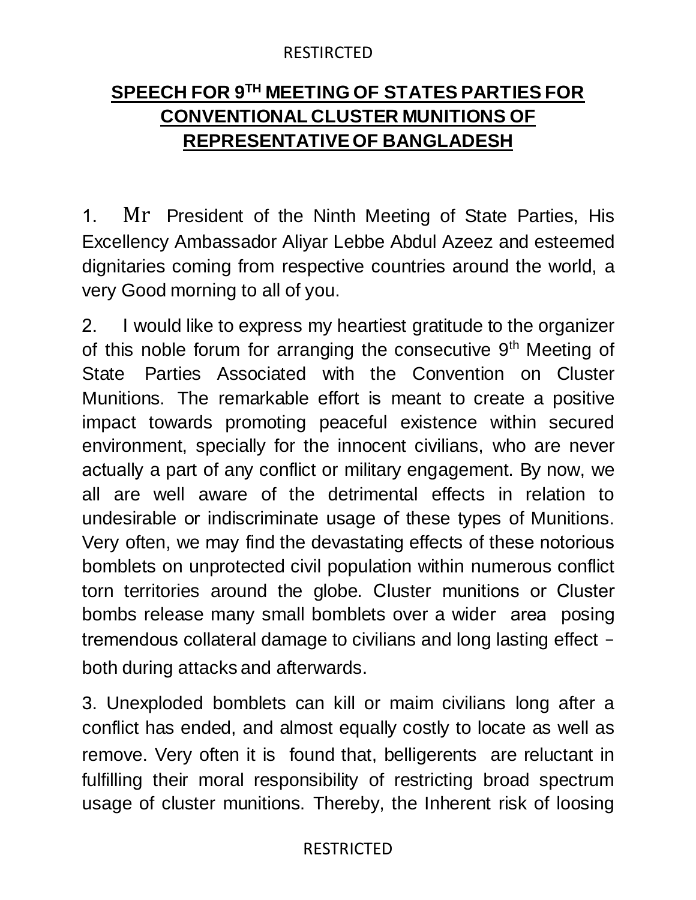# SPEECH FOR 9TH MEETING OF STATES PARTIES FOR CONVENTIONAL CLUSTER MUNITIONS OF REPRESENTATIVE OF BANGLADESH

1. Mr President of the Ninth Meeting of State Parties, His Excellency Ambassador Aliyar Lebbe Abdul Azeez and esteemed dignitaries coming from respective countries around the world, a very Good morning to all of you.

2. I would like to express my heartiest gratitude to the organizer of this noble forum for arranging the consecutive 9th Meeting of State Parties Associated with the Convention on Cluster Munitions. The remarkable effort is meant to create a positive impact towards promoting peaceful existence within secured environment, specially for the innocent civilians, who are never actually a part of any conflict or military engagement. By now, we all are well aware of the detrimental effects in relation to undesirable or indiscriminate usage of these types of Munitions. Very often, we may find the devastating effects of these notorious bomblets on unprotected civil population within numerous conflict torn territories around the globe. Cluster munitions or Cluster bombs release many small bomblets over a wider area posing tremendous collateral damage to civilians and long lasting effect – both during attacks and afterwards.

3. Unexploded bomblets can kill or maim civilians long after a conflict has ended, and almost equally costly to locate as well as remove. Very often it is found that, belligerents are reluctant in fulfilling their moral responsibility of restricting broad spectrum usage of cluster munitions. Thereby, the Inherent risk of loosing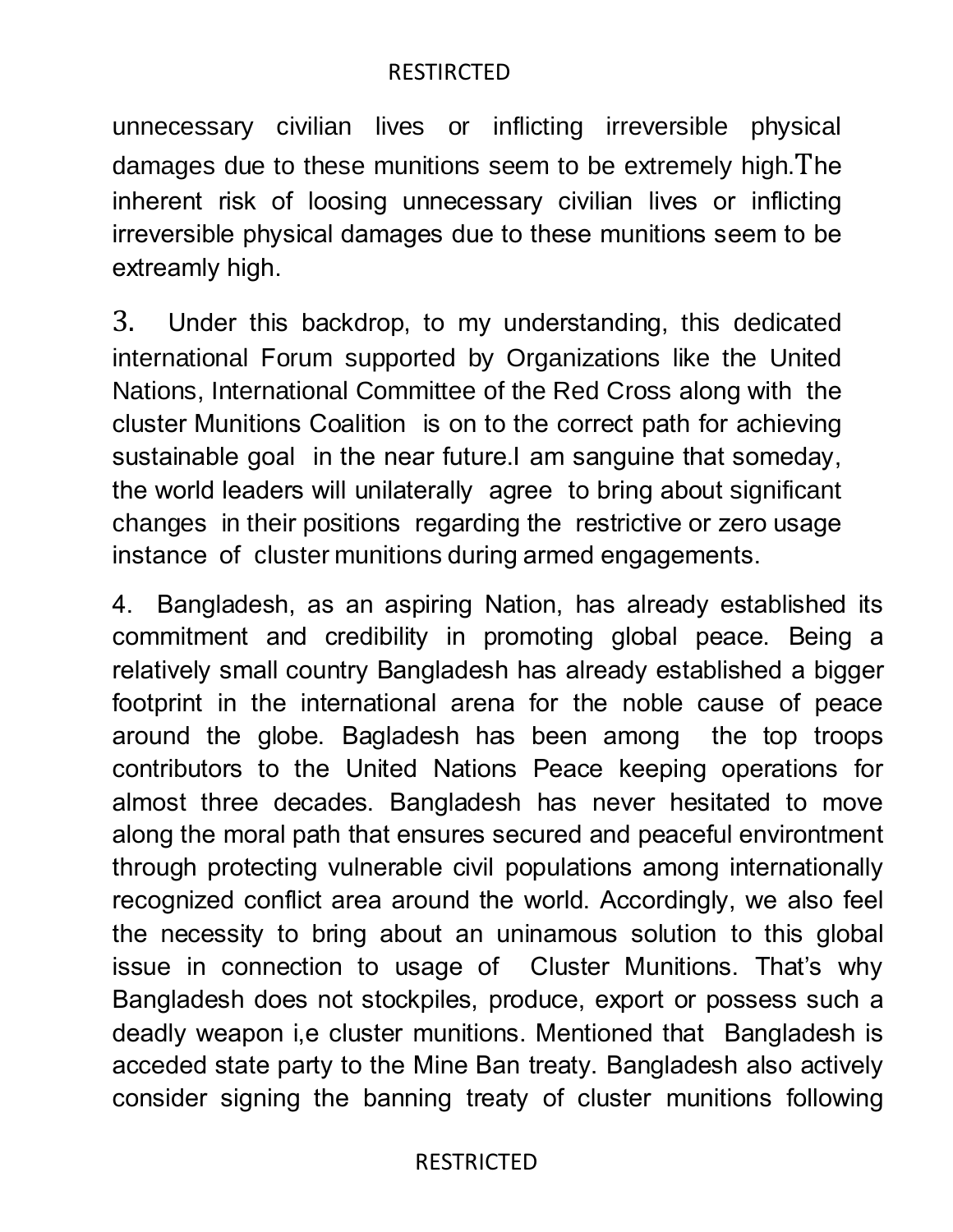unnecessary civilian lives or inflicting irreversible physical damages due to these munitions seem to be extremely high.The inherent risk of loosing unnecessary civilian lives or inflicting irreversible physical damages due to these munitions seem to be extreamly high.

3. Under this backdrop, to my understanding, this dedicated international Forum supported by Organizations like the United Nations, International Committee of the Red Cross along with the cluster Munitions Coalition is on to the correct path for achieving sustainable goal in the near future.I am sanguine that someday, the world leaders will unilaterally agree to bring about significant changes in their positions regarding the restrictive or zero usage instance of cluster munitions during armed engagements.

4. Bangladesh, as an aspiring Nation, has already established its commitment and credibility in promoting global peace. Being a relatively small country Bangladesh has already established a bigger footprint in the international arena for the noble cause of peace around the globe. Bagladesh has been among the top troops contributors to the United Nations Peace keeping operations for almost three decades. Bangladesh has never hesitated to move along the moral path that ensures secured and peaceful environtment through protecting vulnerable civil populations among internationally recognized conflict area around the world. Accordingly, we also feel the necessity to bring about an uninamous solution to this global issue in connection to usage of Cluster Munitions. That's why Bangladesh does not stockpiles, produce, export or possess such a deadly weapon i,e cluster munitions. Mentioned that Bangladesh is acceded state party to the Mine Ban treaty. Bangladesh also actively consider signing the banning treaty of cluster munitions following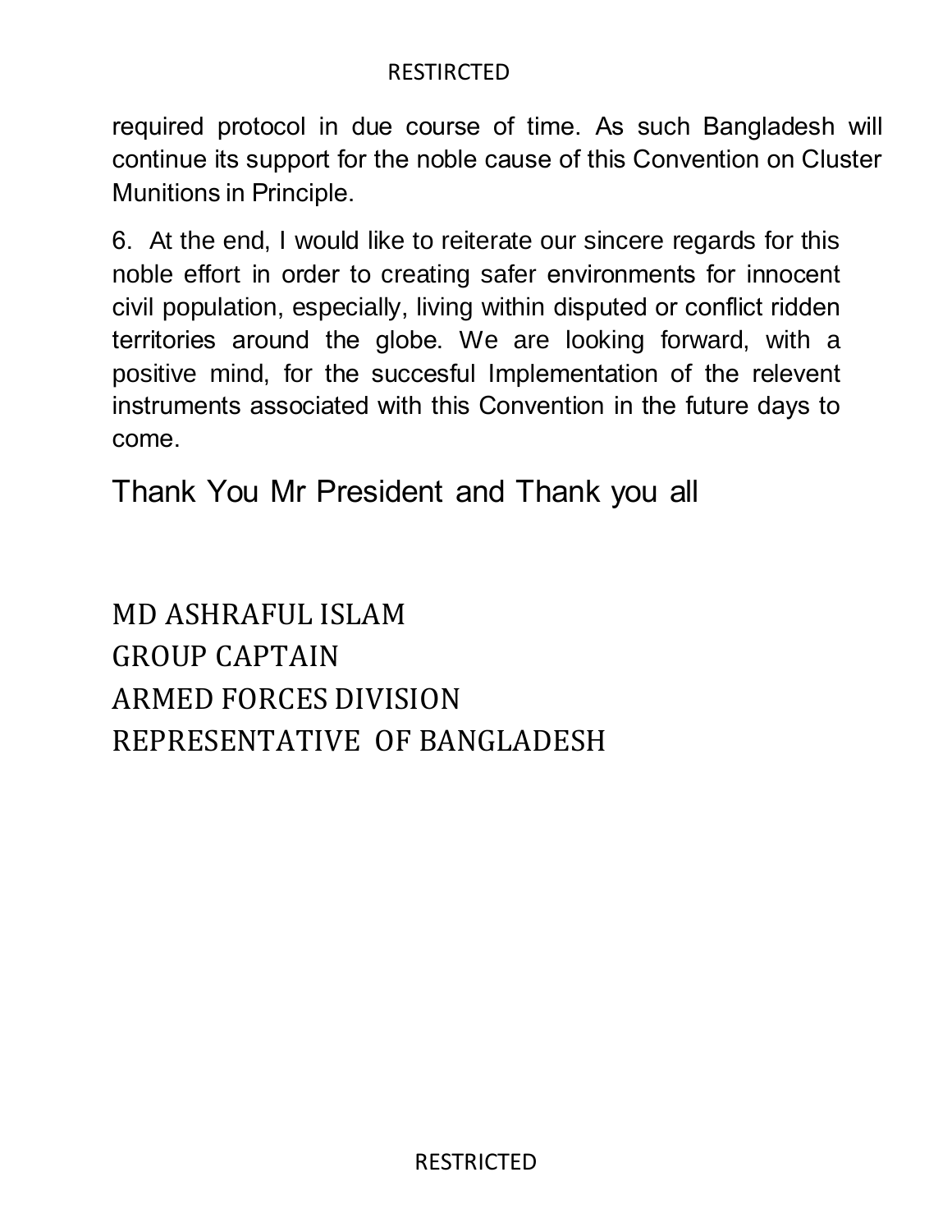required protocol in due course of time. As such Bangladesh will continue its support for the noble cause of this Convention on Cluster Munitions in Principle.

6. At the end, I would like to reiterate our sincere regards for this noble effort in order to creating safer environments for innocent civil population, especially, living within disputed or conflict ridden territories around the globe. We are looking forward, with a positive mind, for the succesful Implementation of the relevent instruments associated with this Convention in the future days to come.

Thank You Mr President and Thank you all

MD ASHRAFUL ISLAM
GROUP CAPTAIN
ARMED FORCES DIVISION
REPRESENTATIVE OF BANGLADESH